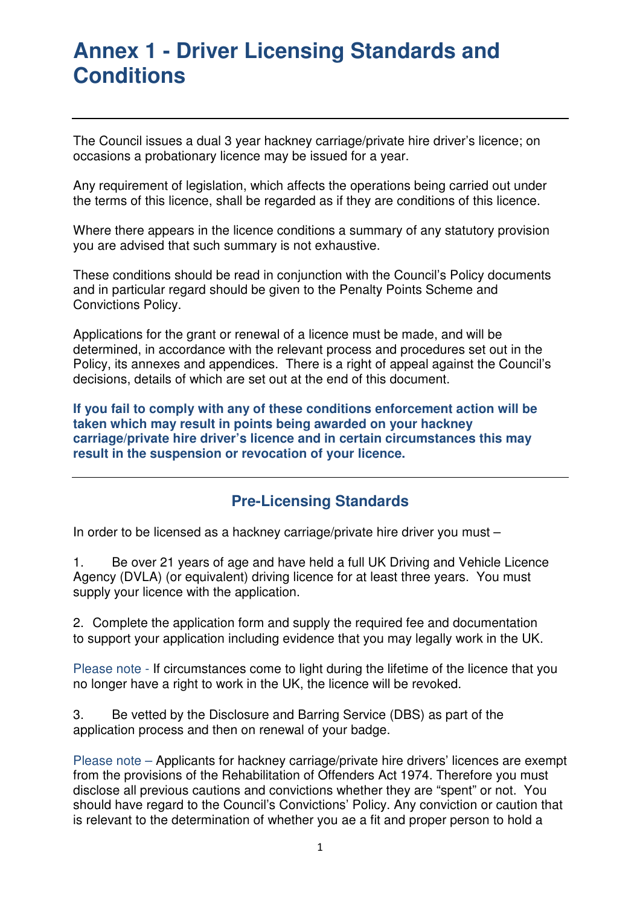# Annex 1 - Driver Licensing Standards and Conditions

---

The Council issues a dual 3 year hackney carriage/private hire driver's licence; on occasions a probationary licence may be issued for a year.

Any requirement of legislation, which affects the operations being carried out under the terms of this licence, shall be regarded as if they are conditions of this licence.

Where there appears in the licence conditions a summary of any statutory provision you are advised that such summary is not exhaustive.

These conditions should be read in conjunction with the Council's Policy documents and in particular regard should be given to the Penalty Points Scheme and Convictions Policy.

Applications for the grant or renewal of a licence must be made, and will be determined, in accordance with the relevant process and procedures set out in the Policy, its annexes and appendices. There is a right of appeal against the Council's decisions, details of which are set out at the end of this document.

**If you fail to comply with any of these conditions enforcement action will be taken which may result in points being awarded on your hackney carriage/private hire driver's licence and in certain circumstances this may result in the suspension or revocation of your licence.**

---

## Pre-Licensing Standards

In order to be licensed as a hackney carriage/private hire driver you must –

1. Be over 21 years of age and have held a full UK Driving and Vehicle Licence Agency (DVLA) (or equivalent) driving licence for at least three years. You must supply your licence with the application.

2. Complete the application form and supply the required fee and documentation to support your application including evidence that you may legally work in the UK.

Please note - If circumstances come to light during the lifetime of the licence that you no longer have a right to work in the UK, the licence will be revoked.

3. Be vetted by the Disclosure and Barring Service (DBS) as part of the application process and then on renewal of your badge.

Please note – Applicants for hackney carriage/private hire drivers' licences are exempt from the provisions of the Rehabilitation of Offenders Act 1974. Therefore you must disclose all previous cautions and convictions whether they are "spent" or not. You should have regard to the Council's Convictions' Policy. Any conviction or caution that is relevant to the determination of whether you ae a fit and proper person to hold a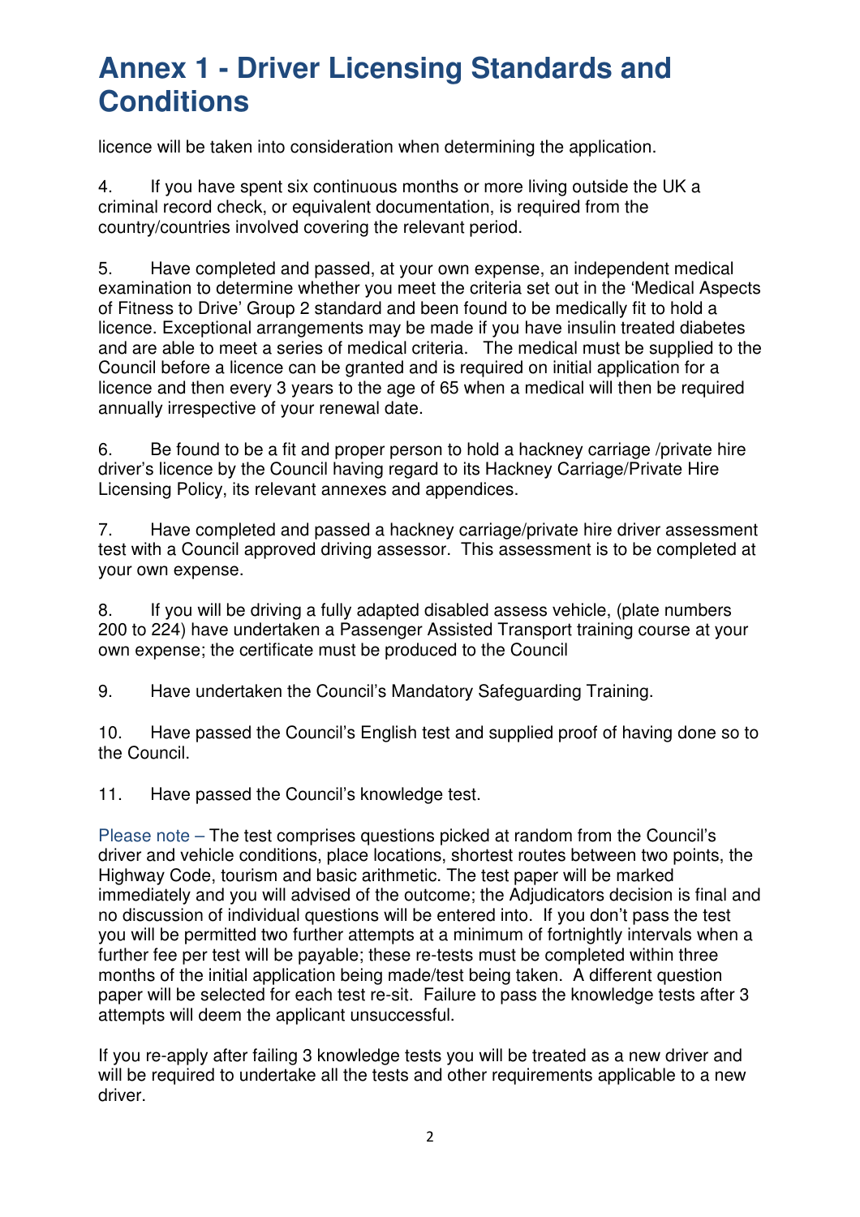# Annex 1 - Driver Licensing Standards and Conditions

licence will be taken into consideration when determining the application.

4. If you have spent six continuous months or more living outside the UK a criminal record check, or equivalent documentation, is required from the country/countries involved covering the relevant period.

5. Have completed and passed, at your own expense, an independent medical examination to determine whether you meet the criteria set out in the 'Medical Aspects of Fitness to Drive' Group 2 standard and been found to be medically fit to hold a licence. Exceptional arrangements may be made if you have insulin treated diabetes and are able to meet a series of medical criteria. The medical must be supplied to the Council before a licence can be granted and is required on initial application for a licence and then every 3 years to the age of 65 when a medical will then be required annually irrespective of your renewal date.

6. Be found to be a fit and proper person to hold a hackney carriage /private hire driver's licence by the Council having regard to its Hackney Carriage/Private Hire Licensing Policy, its relevant annexes and appendices.

7. Have completed and passed a hackney carriage/private hire driver assessment test with a Council approved driving assessor. This assessment is to be completed at your own expense.

8. If you will be driving a fully adapted disabled assess vehicle, (plate numbers 200 to 224) have undertaken a Passenger Assisted Transport training course at your own expense; the certificate must be produced to the Council

9. Have undertaken the Council's Mandatory Safeguarding Training.

10. Have passed the Council's English test and supplied proof of having done so to the Council.

11. Have passed the Council's knowledge test.

Please note – The test comprises questions picked at random from the Council's driver and vehicle conditions, place locations, shortest routes between two points, the Highway Code, tourism and basic arithmetic. The test paper will be marked immediately and you will advised of the outcome; the Adjudicators decision is final and no discussion of individual questions will be entered into. If you don't pass the test you will be permitted two further attempts at a minimum of fortnightly intervals when a further fee per test will be payable; these re-tests must be completed within three months of the initial application being made/test being taken. A different question paper will be selected for each test re-sit. Failure to pass the knowledge tests after 3 attempts will deem the applicant unsuccessful.

If you re-apply after failing 3 knowledge tests you will be treated as a new driver and will be required to undertake all the tests and other requirements applicable to a new driver.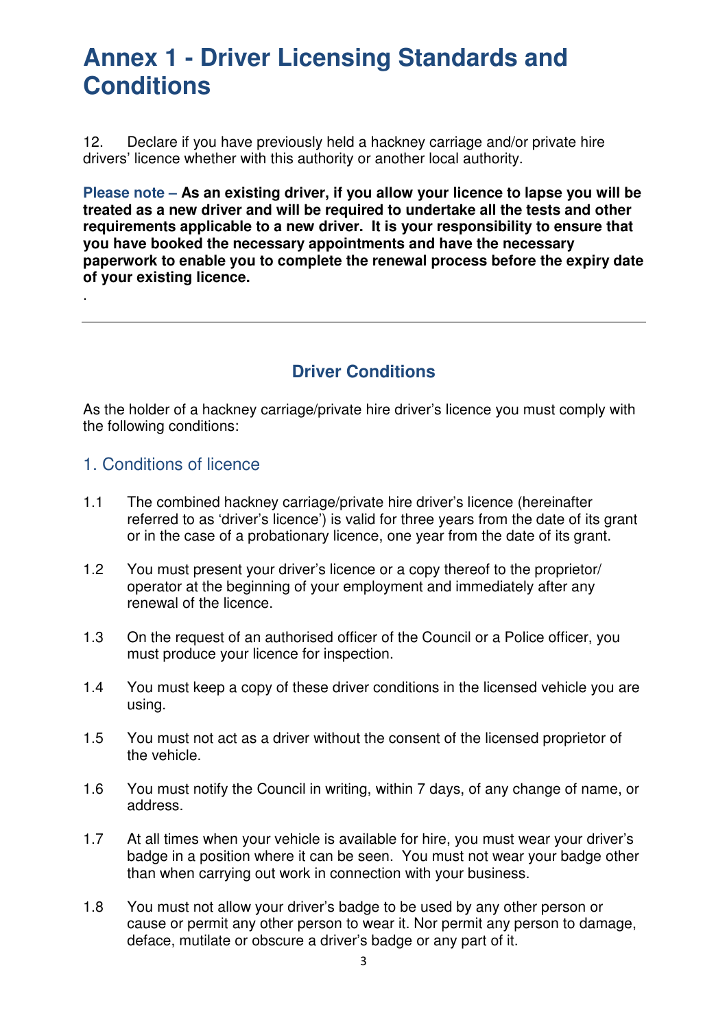# Annex 1 - Driver Licensing Standards and Conditions

12. Declare if you have previously held a hackney carriage and/or private hire drivers' licence whether with this authority or another local authority.

**Please note – As an existing driver, if you allow your licence to lapse you will be treated as a new driver and will be required to undertake all the tests and other requirements applicable to a new driver. It is your responsibility to ensure that you have booked the necessary appointments and have the necessary paperwork to enable you to complete the renewal process before the expiry date of your existing licence.**

.

---

## Driver Conditions

As the holder of a hackney carriage/private hire driver's licence you must comply with the following conditions:

### 1. Conditions of licence

1.1 The combined hackney carriage/private hire driver's licence (hereinafter referred to as 'driver's licence') is valid for three years from the date of its grant or in the case of a probationary licence, one year from the date of its grant.

1.2 You must present your driver's licence or a copy thereof to the proprietor/ operator at the beginning of your employment and immediately after any renewal of the licence.

1.3 On the request of an authorised officer of the Council or a Police officer, you must produce your licence for inspection.

1.4 You must keep a copy of these driver conditions in the licensed vehicle you are using.

1.5 You must not act as a driver without the consent of the licensed proprietor of the vehicle.

1.6 You must notify the Council in writing, within 7 days, of any change of name, or address.

1.7 At all times when your vehicle is available for hire, you must wear your driver's badge in a position where it can be seen. You must not wear your badge other than when carrying out work in connection with your business.

1.8 You must not allow your driver's badge to be used by any other person or cause or permit any other person to wear it. Nor permit any person to damage, deface, mutilate or obscure a driver's badge or any part of it.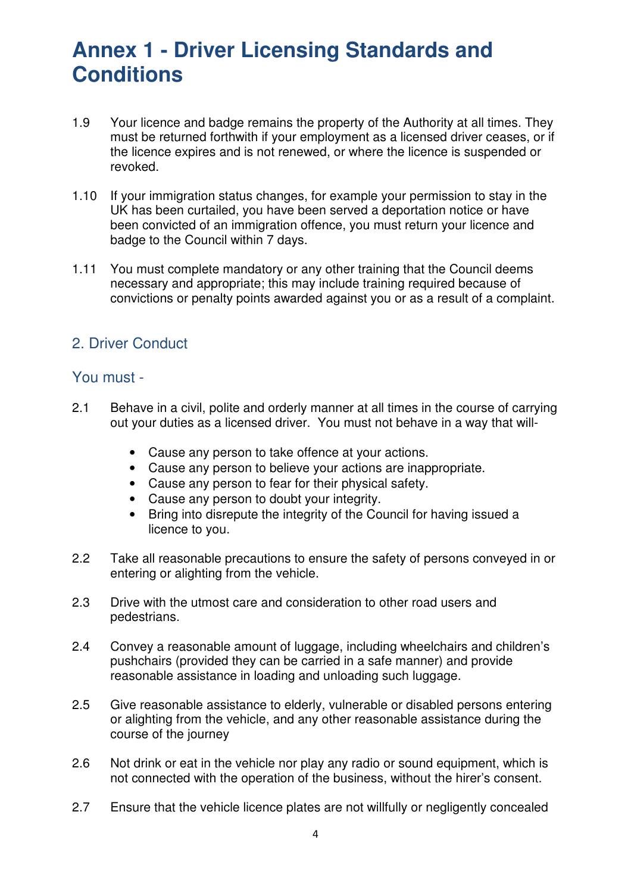# Annex 1 - Driver Licensing Standards and Conditions

1.9 Your licence and badge remains the property of the Authority at all times. They must be returned forthwith if your employment as a licensed driver ceases, or if the licence expires and is not renewed, or where the licence is suspended or revoked.

1.10 If your immigration status changes, for example your permission to stay in the UK has been curtailed, you have been served a deportation notice or have been convicted of an immigration offence, you must return your licence and badge to the Council within 7 days.

1.11 You must complete mandatory or any other training that the Council deems necessary and appropriate; this may include training required because of convictions or penalty points awarded against you or as a result of a complaint.

## 2. Driver Conduct

### You must -

2.1 Behave in a civil, polite and orderly manner at all times in the course of carrying out your duties as a licensed driver. You must not behave in a way that will-

- Cause any person to take offence at your actions.
- Cause any person to believe your actions are inappropriate.
- Cause any person to fear for their physical safety.
- Cause any person to doubt your integrity.
- Bring into disrepute the integrity of the Council for having issued a licence to you.

2.2 Take all reasonable precautions to ensure the safety of persons conveyed in or entering or alighting from the vehicle.

2.3 Drive with the utmost care and consideration to other road users and pedestrians.

2.4 Convey a reasonable amount of luggage, including wheelchairs and children's pushchairs (provided they can be carried in a safe manner) and provide reasonable assistance in loading and unloading such luggage.

2.5 Give reasonable assistance to elderly, vulnerable or disabled persons entering or alighting from the vehicle, and any other reasonable assistance during the course of the journey

2.6 Not drink or eat in the vehicle nor play any radio or sound equipment, which is not connected with the operation of the business, without the hirer's consent.

2.7 Ensure that the vehicle licence plates are not willfully or negligently concealed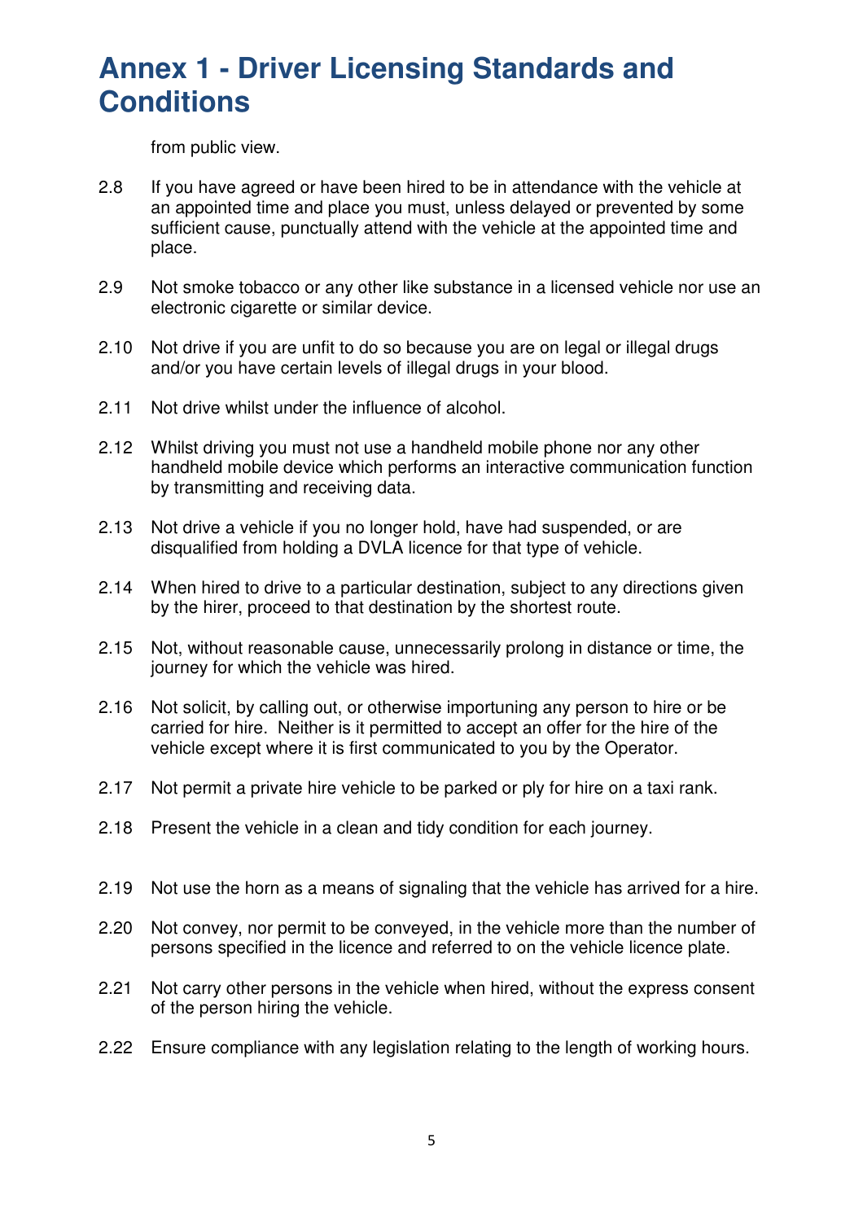# Annex 1 - Driver Licensing Standards and Conditions

from public view.

2.8 If you have agreed or have been hired to be in attendance with the vehicle at an appointed time and place you must, unless delayed or prevented by some sufficient cause, punctually attend with the vehicle at the appointed time and place.

2.9 Not smoke tobacco or any other like substance in a licensed vehicle nor use an electronic cigarette or similar device.

2.10 Not drive if you are unfit to do so because you are on legal or illegal drugs and/or you have certain levels of illegal drugs in your blood.

2.11 Not drive whilst under the influence of alcohol.

2.12 Whilst driving you must not use a handheld mobile phone nor any other handheld mobile device which performs an interactive communication function by transmitting and receiving data.

2.13 Not drive a vehicle if you no longer hold, have had suspended, or are disqualified from holding a DVLA licence for that type of vehicle.

2.14 When hired to drive to a particular destination, subject to any directions given by the hirer, proceed to that destination by the shortest route.

2.15 Not, without reasonable cause, unnecessarily prolong in distance or time, the journey for which the vehicle was hired.

2.16 Not solicit, by calling out, or otherwise importuning any person to hire or be carried for hire. Neither is it permitted to accept an offer for the hire of the vehicle except where it is first communicated to you by the Operator.

2.17 Not permit a private hire vehicle to be parked or ply for hire on a taxi rank.

2.18 Present the vehicle in a clean and tidy condition for each journey.

2.19 Not use the horn as a means of signaling that the vehicle has arrived for a hire.

2.20 Not convey, nor permit to be conveyed, in the vehicle more than the number of persons specified in the licence and referred to on the vehicle licence plate.

2.21 Not carry other persons in the vehicle when hired, without the express consent of the person hiring the vehicle.

2.22 Ensure compliance with any legislation relating to the length of working hours.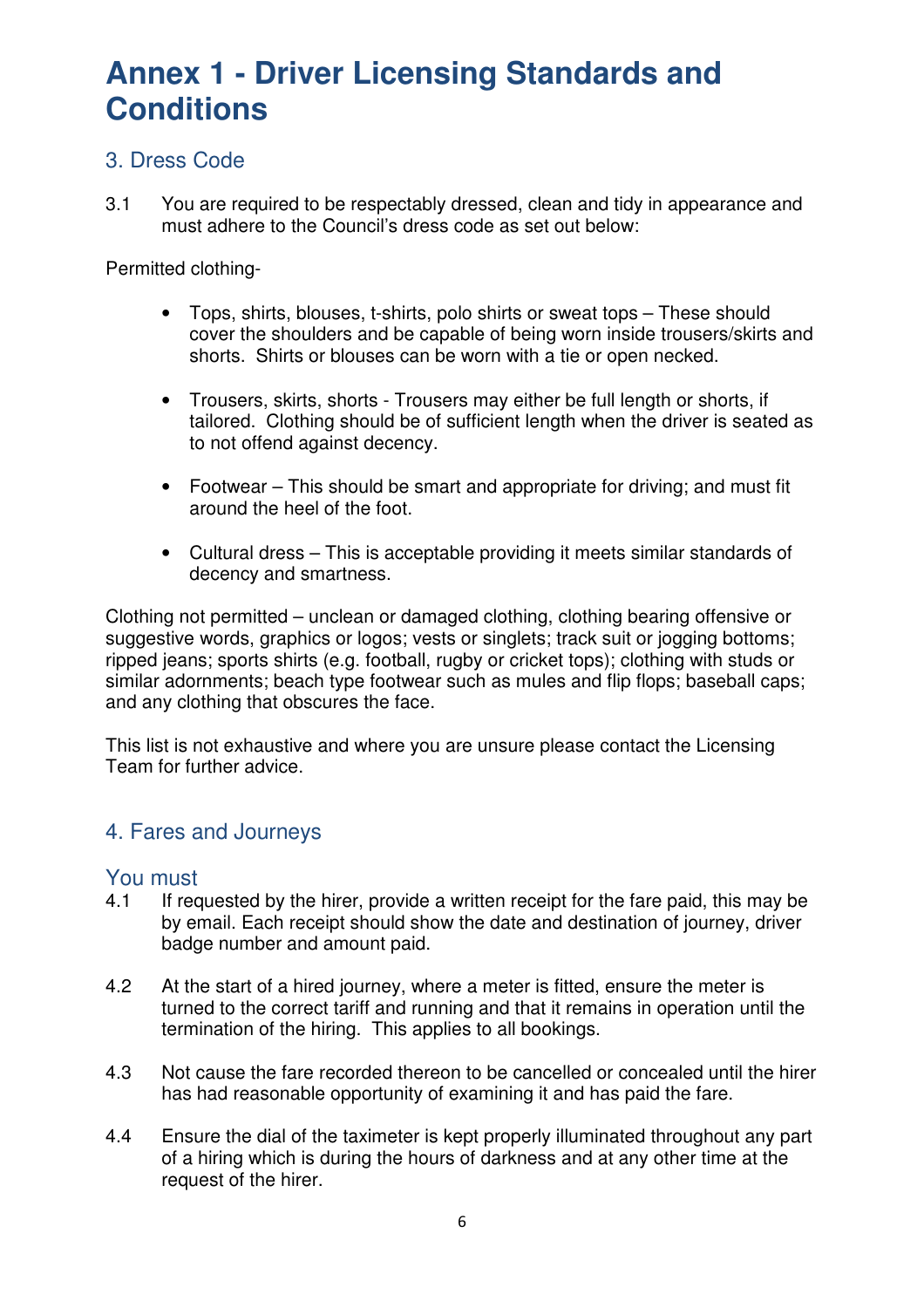# Annex 1 - Driver Licensing Standards and Conditions

## 3. Dress Code

3.1 You are required to be respectably dressed, clean and tidy in appearance and must adhere to the Council's dress code as set out below:

Permitted clothing-

- Tops, shirts, blouses, t-shirts, polo shirts or sweat tops – These should cover the shoulders and be capable of being worn inside trousers/skirts and shorts. Shirts or blouses can be worn with a tie or open necked.
- Trousers, skirts, shorts - Trousers may either be full length or shorts, if tailored. Clothing should be of sufficient length when the driver is seated as to not offend against decency.
- Footwear – This should be smart and appropriate for driving; and must fit around the heel of the foot.
- Cultural dress – This is acceptable providing it meets similar standards of decency and smartness.

Clothing not permitted – unclean or damaged clothing, clothing bearing offensive or suggestive words, graphics or logos; vests or singlets; track suit or jogging bottoms; ripped jeans; sports shirts (e.g. football, rugby or cricket tops); clothing with studs or similar adornments; beach type footwear such as mules and flip flops; baseball caps; and any clothing that obscures the face.

This list is not exhaustive and where you are unsure please contact the Licensing Team for further advice.

## 4. Fares and Journeys

### You must

4.1 If requested by the hirer, provide a written receipt for the fare paid, this may be by email. Each receipt should show the date and destination of journey, driver badge number and amount paid.

4.2 At the start of a hired journey, where a meter is fitted, ensure the meter is turned to the correct tariff and running and that it remains in operation until the termination of the hiring. This applies to all bookings.

4.3 Not cause the fare recorded thereon to be cancelled or concealed until the hirer has had reasonable opportunity of examining it and has paid the fare.

4.4 Ensure the dial of the taximeter is kept properly illuminated throughout any part of a hiring which is during the hours of darkness and at any other time at the request of the hirer.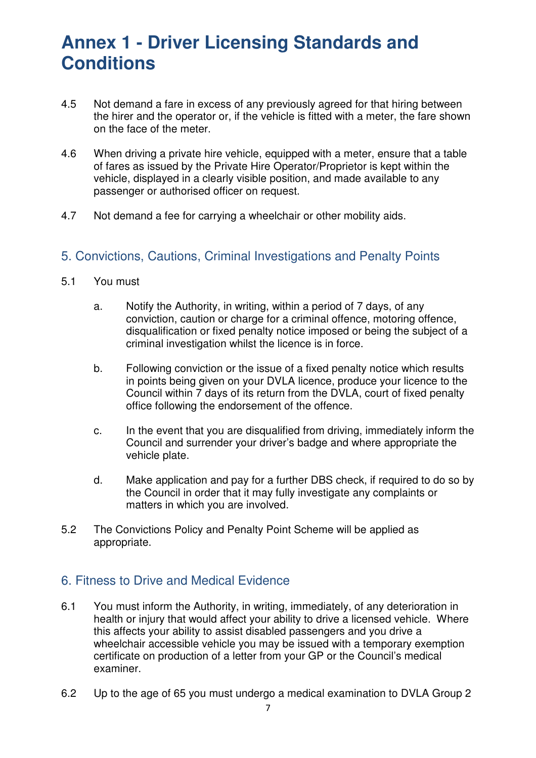# Annex 1 - Driver Licensing Standards and Conditions

4.5 Not demand a fare in excess of any previously agreed for that hiring between the hirer and the operator or, if the vehicle is fitted with a meter, the fare shown on the face of the meter.

4.6 When driving a private hire vehicle, equipped with a meter, ensure that a table of fares as issued by the Private Hire Operator/Proprietor is kept within the vehicle, displayed in a clearly visible position, and made available to any passenger or authorised officer on request.

4.7 Not demand a fee for carrying a wheelchair or other mobility aids.

## 5. Convictions, Cautions, Criminal Investigations and Penalty Points

5.1 You must

a. Notify the Authority, in writing, within a period of 7 days, of any conviction, caution or charge for a criminal offence, motoring offence, disqualification or fixed penalty notice imposed or being the subject of a criminal investigation whilst the licence is in force.

b. Following conviction or the issue of a fixed penalty notice which results in points being given on your DVLA licence, produce your licence to the Council within 7 days of its return from the DVLA, court of fixed penalty office following the endorsement of the offence.

c. In the event that you are disqualified from driving, immediately inform the Council and surrender your driver's badge and where appropriate the vehicle plate.

d. Make application and pay for a further DBS check, if required to do so by the Council in order that it may fully investigate any complaints or matters in which you are involved.

5.2 The Convictions Policy and Penalty Point Scheme will be applied as appropriate.

## 6. Fitness to Drive and Medical Evidence

6.1 You must inform the Authority, in writing, immediately, of any deterioration in health or injury that would affect your ability to drive a licensed vehicle. Where this affects your ability to assist disabled passengers and you drive a wheelchair accessible vehicle you may be issued with a temporary exemption certificate on production of a letter from your GP or the Council's medical examiner.

6.2 Up to the age of 65 you must undergo a medical examination to DVLA Group 2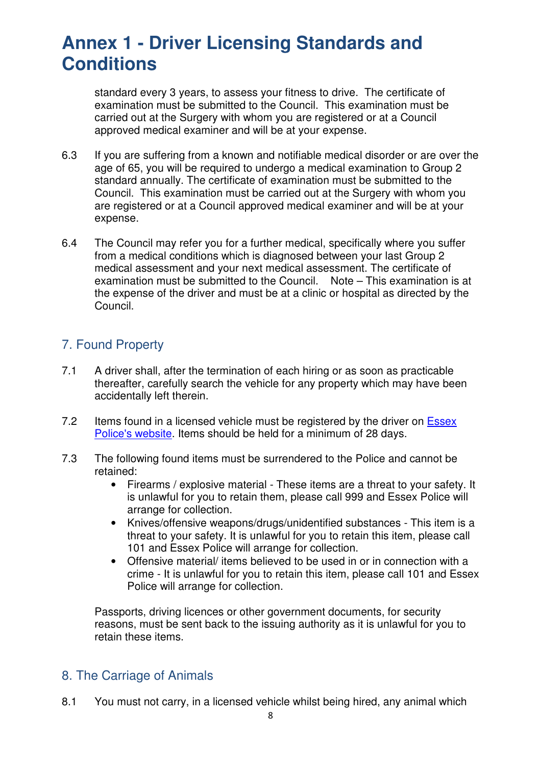# Annex 1 - Driver Licensing Standards and Conditions

standard every 3 years, to assess your fitness to drive. The certificate of examination must be submitted to the Council. This examination must be carried out at the Surgery with whom you are registered or at a Council approved medical examiner and will be at your expense.

6.3 If you are suffering from a known and notifiable medical disorder or are over the age of 65, you will be required to undergo a medical examination to Group 2 standard annually. The certificate of examination must be submitted to the Council. This examination must be carried out at the Surgery with whom you are registered or at a Council approved medical examiner and will be at your expense.

6.4 The Council may refer you for a further medical, specifically where you suffer from a medical conditions which is diagnosed between your last Group 2 medical assessment and your next medical assessment. The certificate of examination must be submitted to the Council. Note – This examination is at the expense of the driver and must be at a clinic or hospital as directed by the Council.

## 7. Found Property

7.1 A driver shall, after the termination of each hiring or as soon as practicable thereafter, carefully search the vehicle for any property which may have been accidentally left therein.

7.2 Items found in a licensed vehicle must be registered by the driver on [Essex Police's website](). Items should be held for a minimum of 28 days.

7.3 The following found items must be surrendered to the Police and cannot be retained:

- Firearms / explosive material - These items are a threat to your safety. It is unlawful for you to retain them, please call 999 and Essex Police will arrange for collection.
- Knives/offensive weapons/drugs/unidentified substances - This item is a threat to your safety. It is unlawful for you to retain this item, please call 101 and Essex Police will arrange for collection.
- Offensive material/ items believed to be used in or in connection with a crime - It is unlawful for you to retain this item, please call 101 and Essex Police will arrange for collection.

Passports, driving licences or other government documents, for security reasons, must be sent back to the issuing authority as it is unlawful for you to retain these items.

## 8. The Carriage of Animals

8.1 You must not carry, in a licensed vehicle whilst being hired, any animal which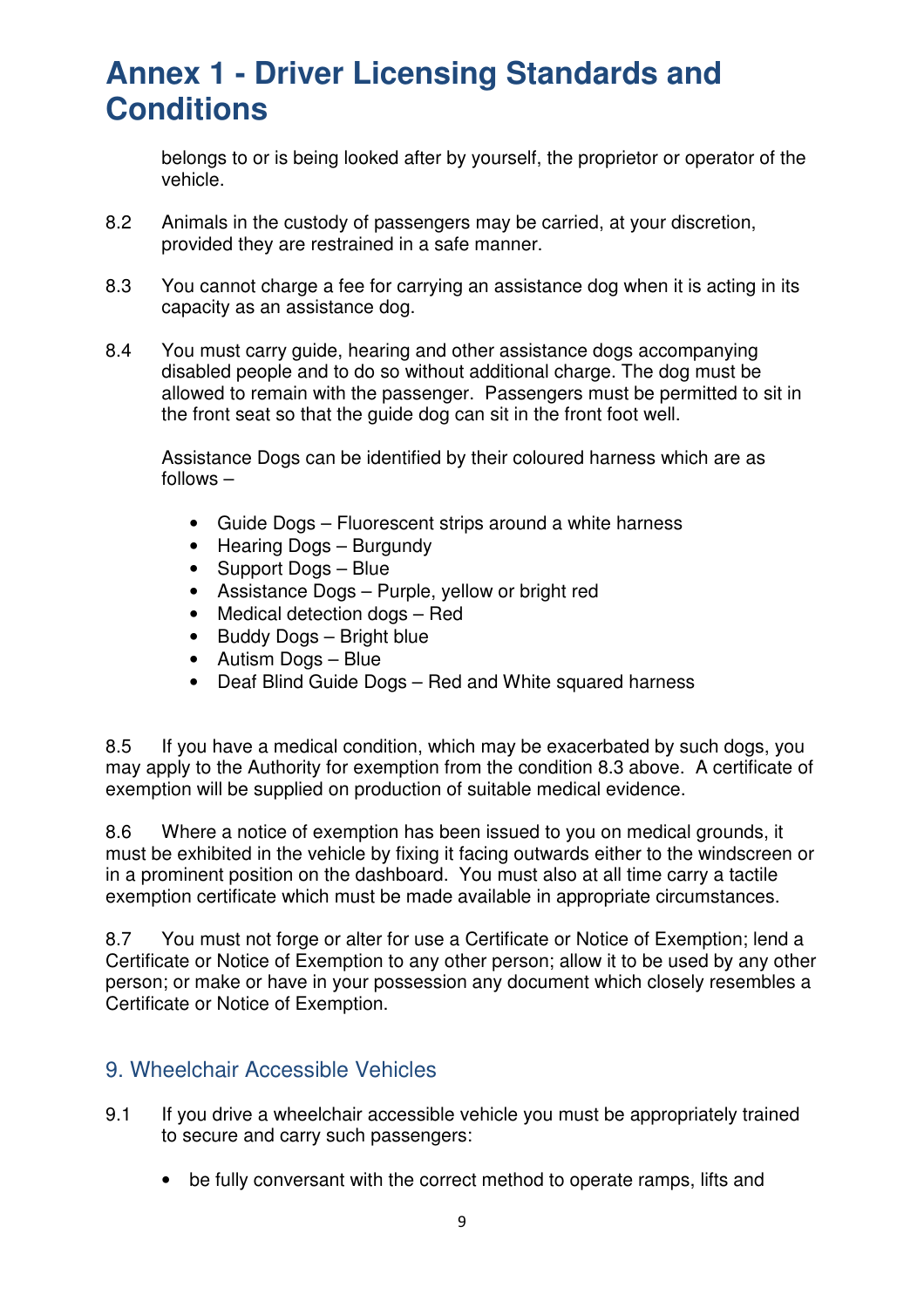# Annex 1 - Driver Licensing Standards and Conditions

belongs to or is being looked after by yourself, the proprietor or operator of the vehicle.

8.2 Animals in the custody of passengers may be carried, at your discretion, provided they are restrained in a safe manner.

8.3 You cannot charge a fee for carrying an assistance dog when it is acting in its capacity as an assistance dog.

8.4 You must carry guide, hearing and other assistance dogs accompanying disabled people and to do so without additional charge. The dog must be allowed to remain with the passenger. Passengers must be permitted to sit in the front seat so that the guide dog can sit in the front foot well.

Assistance Dogs can be identified by their coloured harness which are as follows –

- Guide Dogs – Fluorescent strips around a white harness
- Hearing Dogs – Burgundy
- Support Dogs – Blue
- Assistance Dogs – Purple, yellow or bright red
- Medical detection dogs – Red
- Buddy Dogs – Bright blue
- Autism Dogs – Blue
- Deaf Blind Guide Dogs – Red and White squared harness

8.5 If you have a medical condition, which may be exacerbated by such dogs, you may apply to the Authority for exemption from the condition 8.3 above. A certificate of exemption will be supplied on production of suitable medical evidence.

8.6 Where a notice of exemption has been issued to you on medical grounds, it must be exhibited in the vehicle by fixing it facing outwards either to the windscreen or in a prominent position on the dashboard. You must also at all time carry a tactile exemption certificate which must be made available in appropriate circumstances.

8.7 You must not forge or alter for use a Certificate or Notice of Exemption; lend a Certificate or Notice of Exemption to any other person; allow it to be used by any other person; or make or have in your possession any document which closely resembles a Certificate or Notice of Exemption.

## 9. Wheelchair Accessible Vehicles

9.1 If you drive a wheelchair accessible vehicle you must be appropriately trained to secure and carry such passengers:

- be fully conversant with the correct method to operate ramps, lifts and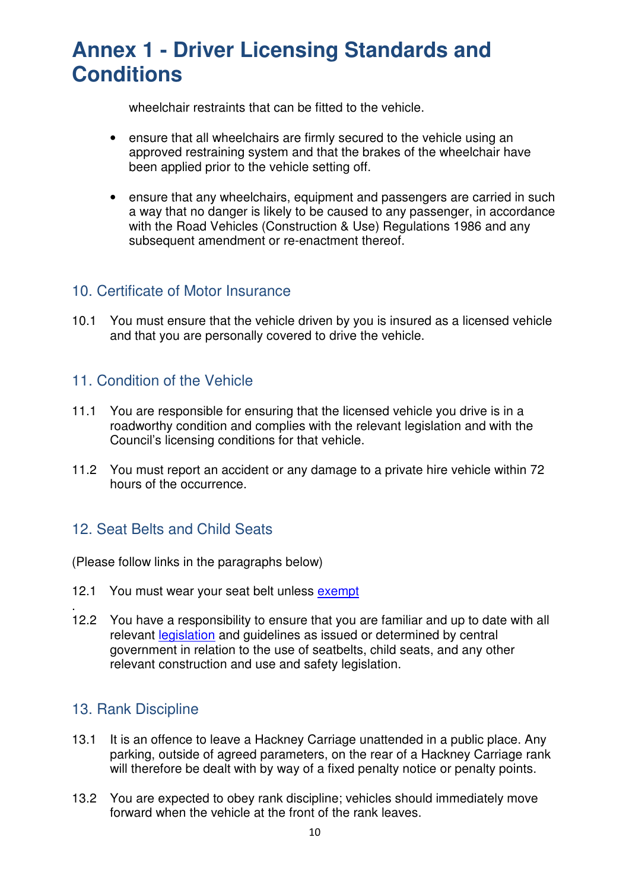# Annex 1 - Driver Licensing Standards and Conditions

wheelchair restraints that can be fitted to the vehicle.

- ensure that all wheelchairs are firmly secured to the vehicle using an approved restraining system and that the brakes of the wheelchair have been applied prior to the vehicle setting off.
- ensure that any wheelchairs, equipment and passengers are carried in such a way that no danger is likely to be caused to any passenger, in accordance with the Road Vehicles (Construction & Use) Regulations 1986 and any subsequent amendment or re-enactment thereof.

## 10. Certificate of Motor Insurance

10.1 You must ensure that the vehicle driven by you is insured as a licensed vehicle and that you are personally covered to drive the vehicle.

## 11. Condition of the Vehicle

11.1 You are responsible for ensuring that the licensed vehicle you drive is in a roadworthy condition and complies with the relevant legislation and with the Council's licensing conditions for that vehicle.

11.2 You must report an accident or any damage to a private hire vehicle within 72 hours of the occurrence.

## 12. Seat Belts and Child Seats

(Please follow links in the paragraphs below)

12.1 You must wear your seat belt unless exempt

12.2 You have a responsibility to ensure that you are familiar and up to date with all relevant legislation and guidelines as issued or determined by central government in relation to the use of seatbelts, child seats, and any other relevant construction and use and safety legislation.

## 13. Rank Discipline

13.1 It is an offence to leave a Hackney Carriage unattended in a public place. Any parking, outside of agreed parameters, on the rear of a Hackney Carriage rank will therefore be dealt with by way of a fixed penalty notice or penalty points.

13.2 You are expected to obey rank discipline; vehicles should immediately move forward when the vehicle at the front of the rank leaves.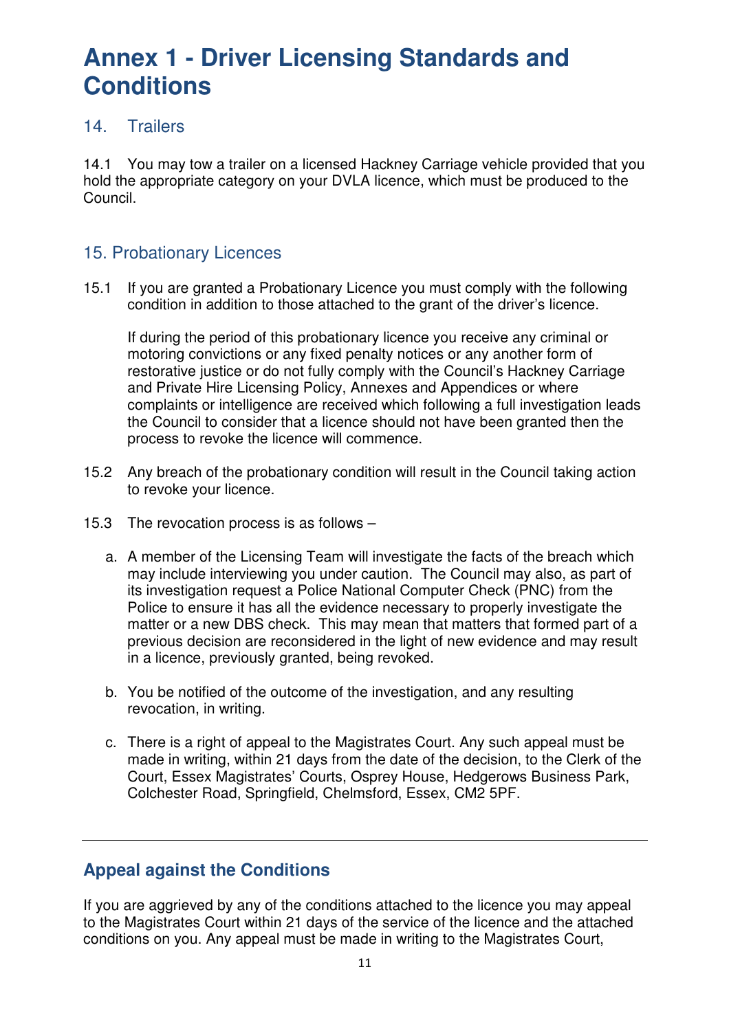# Annex 1 - Driver Licensing Standards and Conditions

## 14. Trailers

14.1 You may tow a trailer on a licensed Hackney Carriage vehicle provided that you hold the appropriate category on your DVLA licence, which must be produced to the Council.

## 15. Probationary Licences

15.1 If you are granted a Probationary Licence you must comply with the following condition in addition to those attached to the grant of the driver's licence.

If during the period of this probationary licence you receive any criminal or motoring convictions or any fixed penalty notices or any another form of restorative justice or do not fully comply with the Council's Hackney Carriage and Private Hire Licensing Policy, Annexes and Appendices or where complaints or intelligence are received which following a full investigation leads the Council to consider that a licence should not have been granted then the process to revoke the licence will commence.

15.2 Any breach of the probationary condition will result in the Council taking action to revoke your licence.

15.3 The revocation process is as follows –

a. A member of the Licensing Team will investigate the facts of the breach which may include interviewing you under caution. The Council may also, as part of its investigation request a Police National Computer Check (PNC) from the Police to ensure it has all the evidence necessary to properly investigate the matter or a new DBS check. This may mean that matters that formed part of a previous decision are reconsidered in the light of new evidence and may result in a licence, previously granted, being revoked.

b. You be notified of the outcome of the investigation, and any resulting revocation, in writing.

c. There is a right of appeal to the Magistrates Court. Any such appeal must be made in writing, within 21 days from the date of the decision, to the Clerk of the Court, Essex Magistrates' Courts, Osprey House, Hedgerows Business Park, Colchester Road, Springfield, Chelmsford, Essex, CM2 5PF.

---

## Appeal against the Conditions

If you are aggrieved by any of the conditions attached to the licence you may appeal to the Magistrates Court within 21 days of the service of the licence and the attached conditions on you. Any appeal must be made in writing to the Magistrates Court,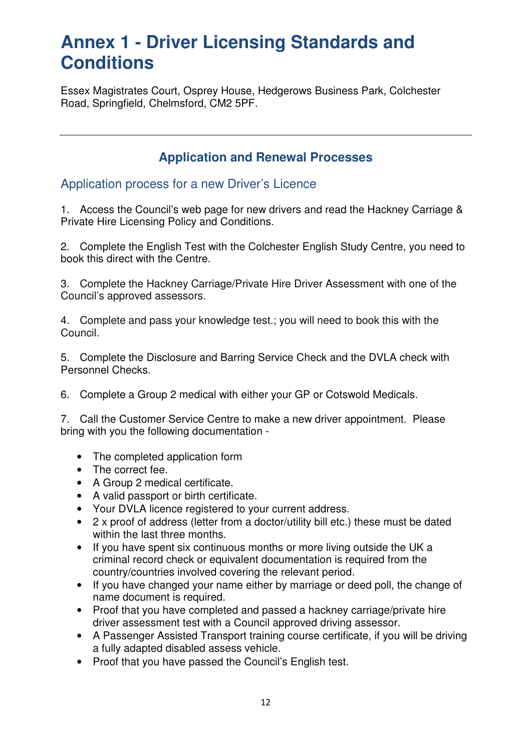# Annex 1 - Driver Licensing Standards and Conditions

Essex Magistrates Court, Osprey House, Hedgerows Business Park, Colchester Road, Springfield, Chelmsford, CM2 5PF.

---

## Application and Renewal Processes

### Application process for a new Driver's Licence

1. Access the Council's web page for new drivers and read the Hackney Carriage & Private Hire Licensing Policy and Conditions.

2. Complete the English Test with the Colchester English Study Centre, you need to book this direct with the Centre.

3. Complete the Hackney Carriage/Private Hire Driver Assessment with one of the Council's approved assessors.

4. Complete and pass your knowledge test.; you will need to book this with the Council.

5. Complete the Disclosure and Barring Service Check and the DVLA check with Personnel Checks.

6. Complete a Group 2 medical with either your GP or Cotswold Medicals.

7. Call the Customer Service Centre to make a new driver appointment. Please bring with you the following documentation -

   - The completed application form
   - The correct fee.
   - A Group 2 medical certificate.
   - A valid passport or birth certificate.
   - Your DVLA licence registered to your current address.
   - 2 x proof of address (letter from a doctor/utility bill etc.) these must be dated within the last three months.
   - If you have spent six continuous months or more living outside the UK a criminal record check or equivalent documentation is required from the country/countries involved covering the relevant period.
   - If you have changed your name either by marriage or deed poll, the change of name document is required.
   - Proof that you have completed and passed a hackney carriage/private hire driver assessment test with a Council approved driving assessor.
   - A Passenger Assisted Transport training course certificate, if you will be driving a fully adapted disabled assess vehicle.
   - Proof that you have passed the Council's English test.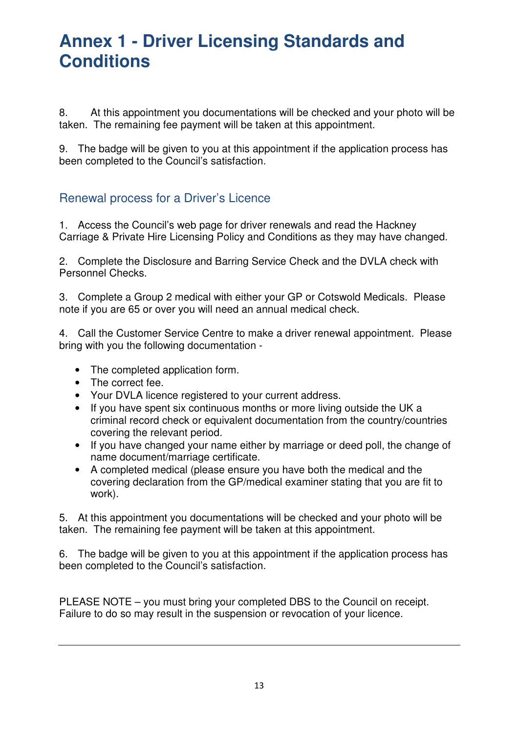# Annex 1 - Driver Licensing Standards and Conditions

8. At this appointment you documentations will be checked and your photo will be taken. The remaining fee payment will be taken at this appointment.

9. The badge will be given to you at this appointment if the application process has been completed to the Council's satisfaction.

## Renewal process for a Driver's Licence

1. Access the Council's web page for driver renewals and read the Hackney Carriage & Private Hire Licensing Policy and Conditions as they may have changed.

2. Complete the Disclosure and Barring Service Check and the DVLA check with Personnel Checks.

3. Complete a Group 2 medical with either your GP or Cotswold Medicals. Please note if you are 65 or over you will need an annual medical check.

4. Call the Customer Service Centre to make a driver renewal appointment. Please bring with you the following documentation -

- The completed application form.
- The correct fee.
- Your DVLA licence registered to your current address.
- If you have spent six continuous months or more living outside the UK a criminal record check or equivalent documentation from the country/countries covering the relevant period.
- If you have changed your name either by marriage or deed poll, the change of name document/marriage certificate.
- A completed medical (please ensure you have both the medical and the covering declaration from the GP/medical examiner stating that you are fit to work).

5. At this appointment you documentations will be checked and your photo will be taken. The remaining fee payment will be taken at this appointment.

6. The badge will be given to you at this appointment if the application process has been completed to the Council's satisfaction.

PLEASE NOTE – you must bring your completed DBS to the Council on receipt. Failure to do so may result in the suspension or revocation of your licence.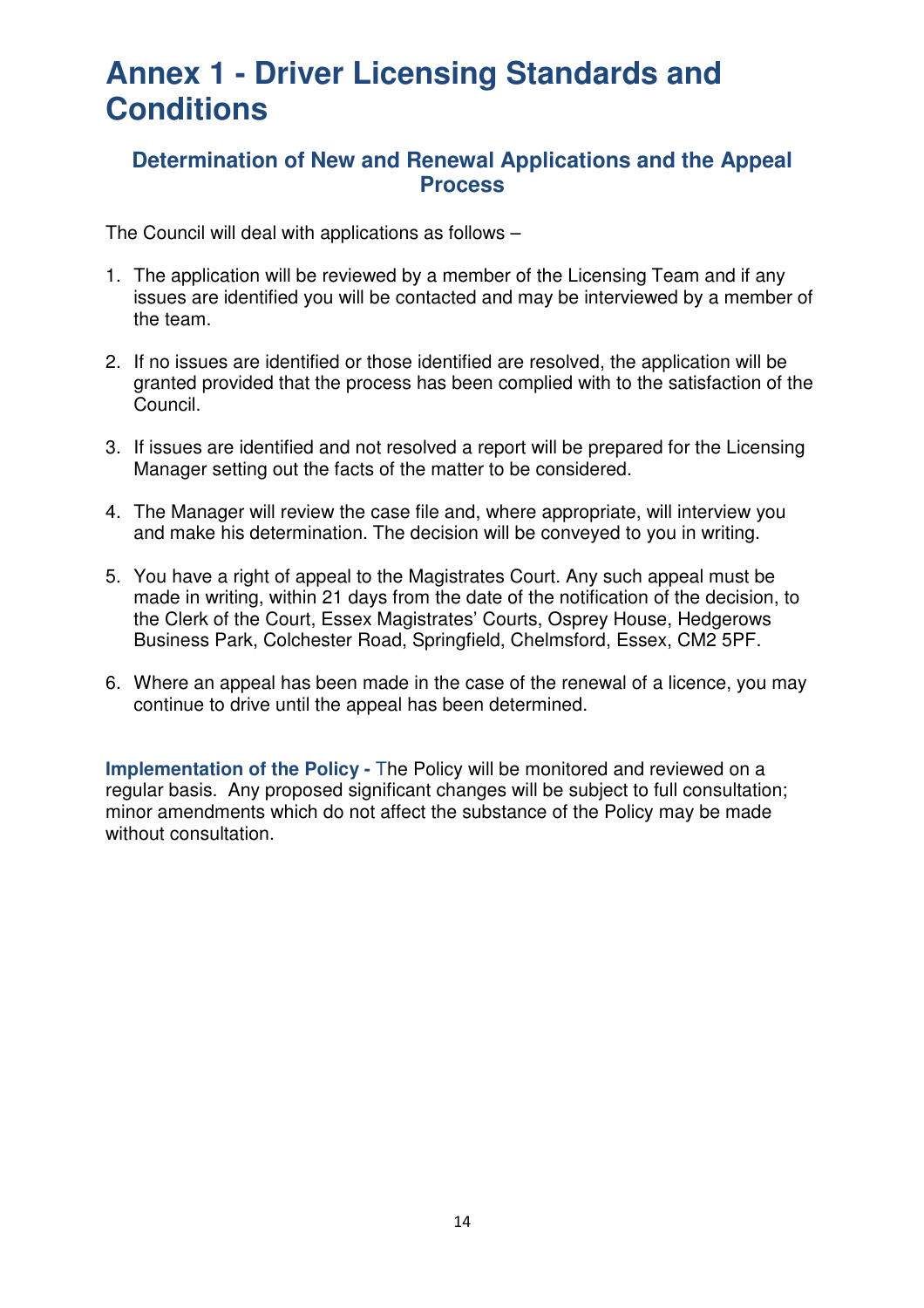# Annex 1 - Driver Licensing Standards and Conditions

## Determination of New and Renewal Applications and the Appeal Process

The Council will deal with applications as follows –

1. The application will be reviewed by a member of the Licensing Team and if any issues are identified you will be contacted and may be interviewed by a member of the team.

2. If no issues are identified or those identified are resolved, the application will be granted provided that the process has been complied with to the satisfaction of the Council.

3. If issues are identified and not resolved a report will be prepared for the Licensing Manager setting out the facts of the matter to be considered.

4. The Manager will review the case file and, where appropriate, will interview you and make his determination. The decision will be conveyed to you in writing.

5. You have a right of appeal to the Magistrates Court. Any such appeal must be made in writing, within 21 days from the date of the notification of the decision, to the Clerk of the Court, Essex Magistrates' Courts, Osprey House, Hedgerows Business Park, Colchester Road, Springfield, Chelmsford, Essex, CM2 5PF.

6. Where an appeal has been made in the case of the renewal of a licence, you may continue to drive until the appeal has been determined.

**Implementation of the Policy -** The Policy will be monitored and reviewed on a regular basis. Any proposed significant changes will be subject to full consultation; minor amendments which do not affect the substance of the Policy may be made without consultation.